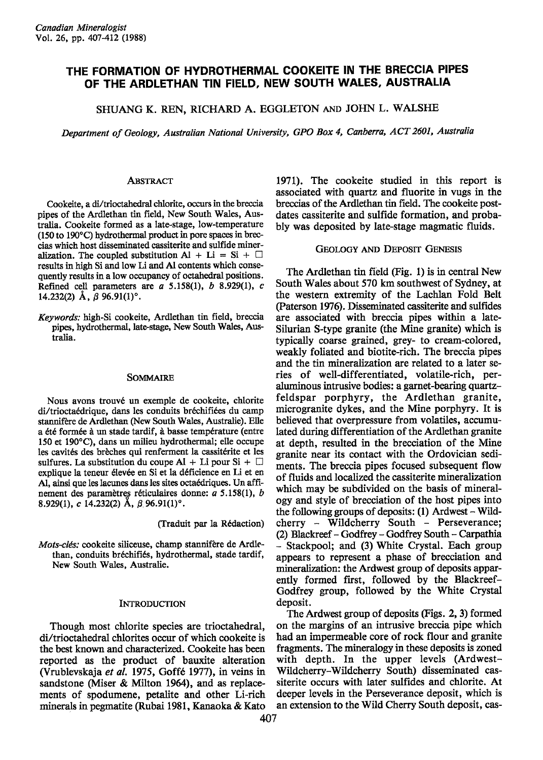# THE FORMATION OF HYDROTHERMAL COOKEITE IN THE BRECCIA PIPES OF THE ARDLETHAN TIN FIELD, NEW SOUTH WALES, AUSTRALIA

SHUANG K. REN, RICHARD A. EGGLETON AND JOHN L. WALSHE

*Department of Geology, Australian National University, GPO Box 4, Canberra, ACT 2601, Australia*

## ABSTRACT

Cookeite, a di/trioctahedral chlorite, occurs in the breccia pipes of the Ardlethan tin field, New South Wales, Australia. Cookeite formed as a late-stage, low-temperature (150 to 190°C) hydrothermal product in pore spaces in breccias which host disseminated cassiterite and sulfide mineralization. The coupled substitution Al + Li = Si + □ results in high Si and low Li and Al contents which consequently results in a low occupancy of octahedral positions. Refined cell parameters are *a* 5.158(1), *b* 8.929(1), *c* 14.232(2) Å, *β* 96.91(1)°.

*Keywords:* high-Si cookeite, Ardlethan tin field, breccia pipes, hydrothermal, late-stage, New South Wales, Australia.

## SOMMAIRE

Nous avons trouvé un exemple de cookeite, chlorite di/trioctaédrique, dans les conduits bréchifiées du camp stannifère de Ardlethan (New South Wales, Australie). Elle a été formée à un stade tardif, à basse température (entre 150 et 190°C), dans un milieu hydrothermal; elle occupe les cavités des brèches qui renferment la cassitérite et les sulfures. La substitution du coupe Al + Li pour Si + □ explique la teneur élevée en Si et la déficience en Li et en Al, ainsi que les lacunes dans les sites octaédriques. Un affinement des paramètres réticulaires donne: *a* 5.158(1), *b* 8.929(1), *c* 14.232(2) Å, *β* 96.91(1)°.

(Traduit par la Rédaction)

*Mots-clés:* cookeite siliceuse, champ stannifère de Ardlethan, conduits bréchifiés, hydrothermal, stade tardif, New South Wales, Australie.

## INTRODUCTION

Though most chlorite species are trioctahedral, di/trioctahedral chlorites occur of which cookeite is the best known and characterized. Cookeite has been reported as the product of bauxite alteration (Vrublevskaja *et al.* 1975, Goffé 1977), in veins in sandstone (Miser & Milton 1964), and as replacements of spodumene, petalite and other Li-rich minerals in pegmatite (Rubai 1981, Kanaoka & Kato 1971). The cookeite studied in this report is associated with quartz and fluorite in vugs in the breccias of the Ardlethan tin field. The cookeite postdates cassiterite and sulfide formation, and probably was deposited by late-stage magmatic fluids.

## GEOLOGY AND DEPOSIT GENESIS

The Ardlethan tin field (Fig. 1) is in central New South Wales about 570 km southwest of Sydney, at the western extremity of the Lachlan Fold Belt (Paterson 1976). Disseminated cassiterite and sulfides are associated with breccia pipes within a late-Silurian S-type granite (the Mine granite) which is typically coarse grained, grey- to cream-colored, weakly foliated and biotite-rich. The breccia pipes and the tin mineralization are related to a later series of well-differentiated, volatile-rich, peraluminous intrusive bodies: a garnet-bearing quartz-feldspar porphyry, the Ardlethan granite, microgranite dykes, and the Mine porphyry. It is believed that overpressure from volatiles, accumulated during differentiation of the Ardlethan granite at depth, resulted in the brecciation of the Mine granite near its contact with the Ordovician sediments. The breccia pipes focused subsequent flow of fluids and localized the cassiterite mineralization which may be subdivided on the basis of mineralogy and style of brecciation of the host pipes into the following groups of deposits: (1) Ardwest – Wildcherry – Wildcherry South – Perseverance; (2) Blackreef – Godfrey – Godfrey South – Carpathia – Stackpool; and (3) White Crystal. Each group appears to represent a phase of brecciation and mineralization: the Ardwest group of deposits apparently formed first, followed by the Blackreef-Godfrey group, followed by the White Crystal deposit.

The Ardwest group of deposits (Figs. 2, 3) formed on the margins of an intrusive breccia pipe which had an impermeable core of rock flour and granite fragments. The mineralogy in these deposits is zoned with depth. In the upper levels (Ardwest–Wildcherry–Wildcherry South) disseminated cassiterite occurs with later sulfides and chlorite. At deeper levels in the Perseverance deposit, which is an extension to the Wild Cherry South deposit, cas-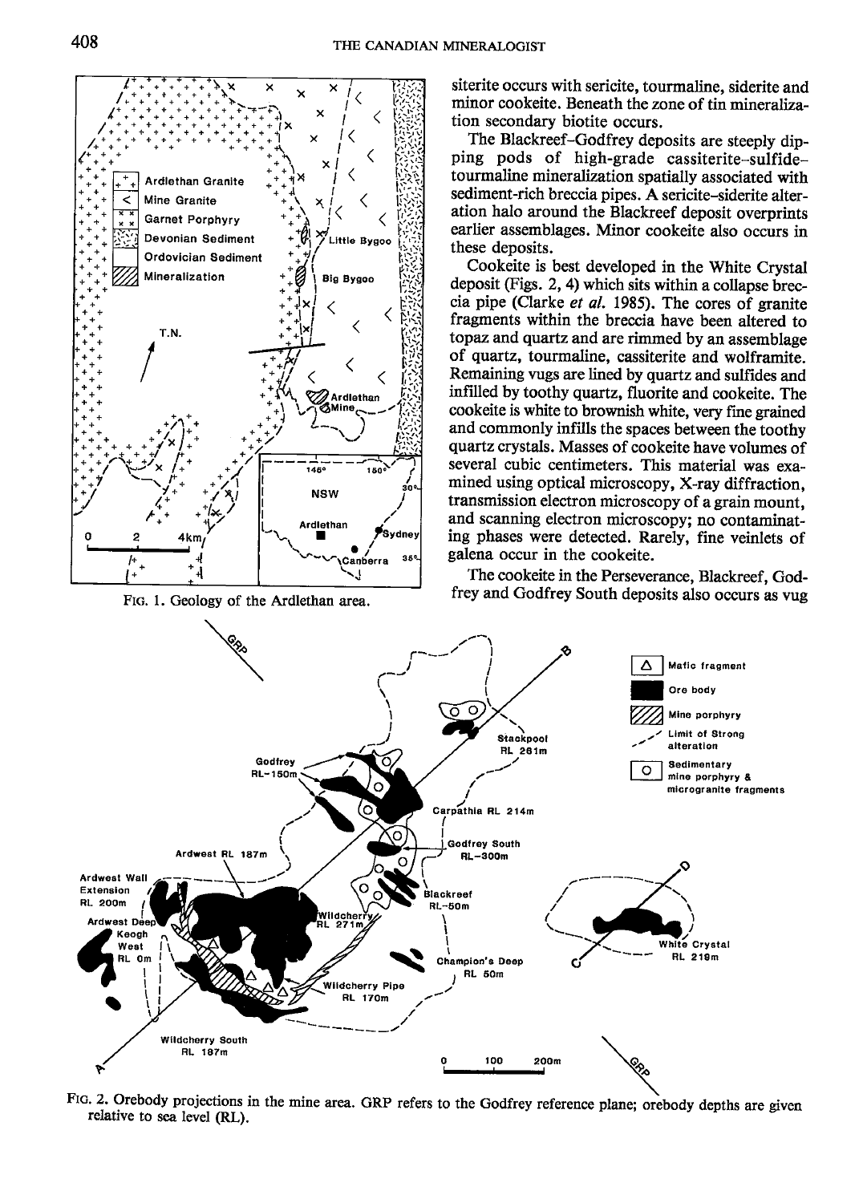siterite occurs with sericite, tourmaline, siderite and minor cookeite. Beneath the zone of tin mineralization secondary biotite occurs.

The Blackreef–Godfrey deposits are steeply dipping pods of high-grade cassiterite–sulfide–tourmaline mineralization spatially associated with sediment-rich breccia pipes. A sericite–siderite alteration halo around the Blackreef deposit overprints earlier assemblages. Minor cookeite also occurs in these deposits.

Cookeite is best developed in the White Crystal deposit (Figs. 2, 4) which sits within a collapse breccia pipe (Clarke *et al.* 1985). The cores of granite fragments within the breccia have been altered to topaz and quartz and are rimmed by an assemblage of quartz, tourmaline, cassiterite and wolframite. Remaining vugs are lined by quartz and sulfides and infilled by toothy quartz, fluorite and cookeite. The cookeite is white to brownish white, very fine grained and commonly infills the spaces between the toothy quartz crystals. Masses of cookeite have volumes of several cubic centimeters. This material was examined using optical microscopy, X-ray diffraction, transmission electron microscopy of a grain mount, and scanning electron microscopy; no contaminating phases were detected. Rarely, fine veinlets of galena occur in the cookeite.

The cookeite in the Perseverance, Blackreef, Godfrey and Godfrey South deposits also occurs as vug

FIG. 1. Geology of the Ardlethan area.

FIG. 2. Orebody projections in the mine area. GRP refers to the Godfrey reference plane; orebody depths are given relative to sea level (RL).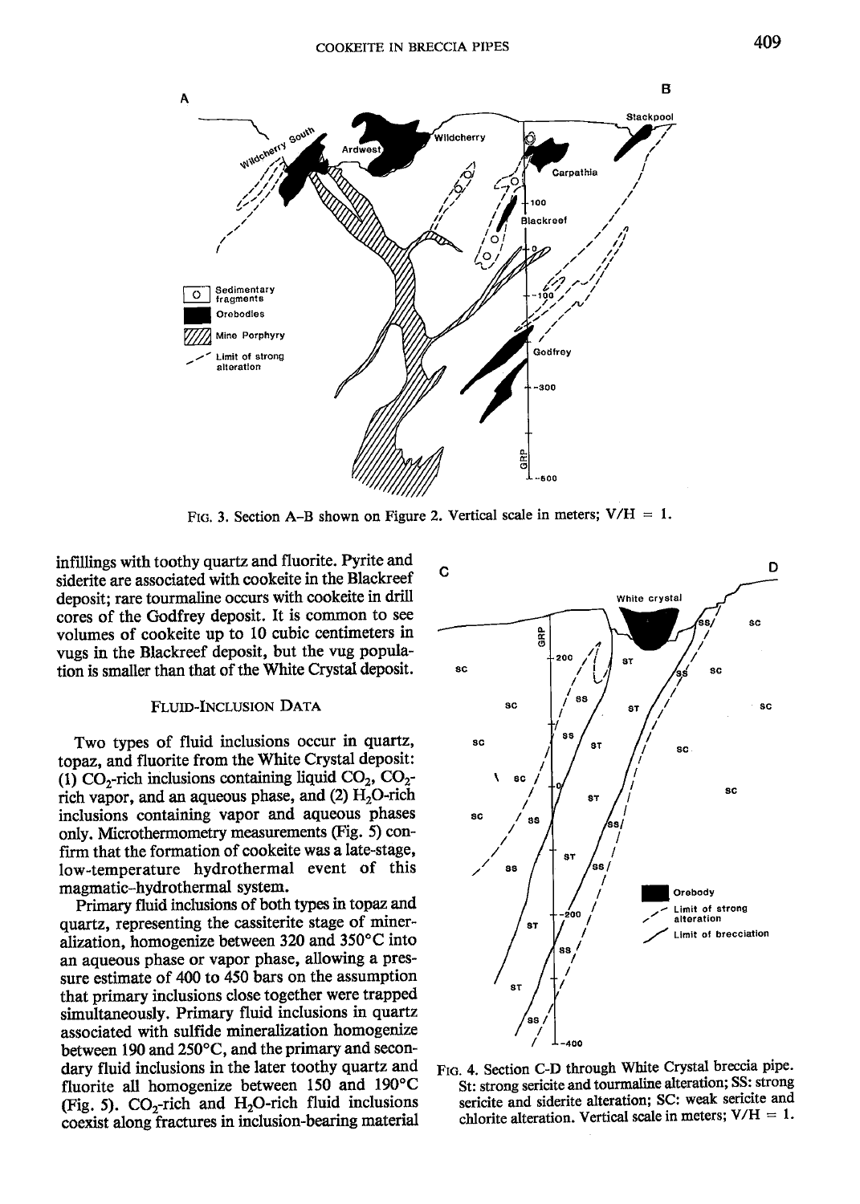FIG. 3. Section A–B shown on Figure 2. Vertical scale in meters; V/H = 1.

infillings with toothy quartz and fluorite. Pyrite and siderite are associated with cookeite in the Blackreef deposit; rare tourmaline occurs with cookeite in drill cores of the Godfrey deposit. It is common to see volumes of cookeite up to 10 cubic centimeters in vugs in the Blackreef deposit, but the vug population is smaller than that of the White Crystal deposit.

## FLUID-INCLUSION DATA

Two types of fluid inclusions occur in quartz, topaz, and fluorite from the White Crystal deposit: (1) $CO_2$-rich inclusions containing liquid $CO_2$, $CO_2$-rich vapor, and an aqueous phase, and (2) $H_2O$-rich inclusions containing vapor and aqueous phases only. Microthermometry measurements (Fig. 5) confirm that the formation of cookeite was a late-stage, low-temperature hydrothermal event of this magmatic–hydrothermal system.

Primary fluid inclusions of both types in topaz and quartz, representing the cassiterite stage of mineralization, homogenize between 320 and 350°C into an aqueous phase or vapor phase, allowing a pressure estimate of 400 to 450 bars on the assumption that primary inclusions close together were trapped simultaneously. Primary fluid inclusions in quartz associated with sulfide mineralization homogenize between 190 and 250°C, and the primary and secondary fluid inclusions in the later toothy quartz and fluorite all homogenize between 150 and 190°C (Fig. 5). $CO_2$-rich and $H_2O$-rich fluid inclusions coexist along fractures in inclusion-bearing material

FIG. 4. Section C-D through White Crystal breccia pipe. St: strong sericite and tourmaline alteration; SS: strong sericite and siderite alteration; SC: weak sericite and chlorite alteration. Vertical scale in meters; V/H = 1.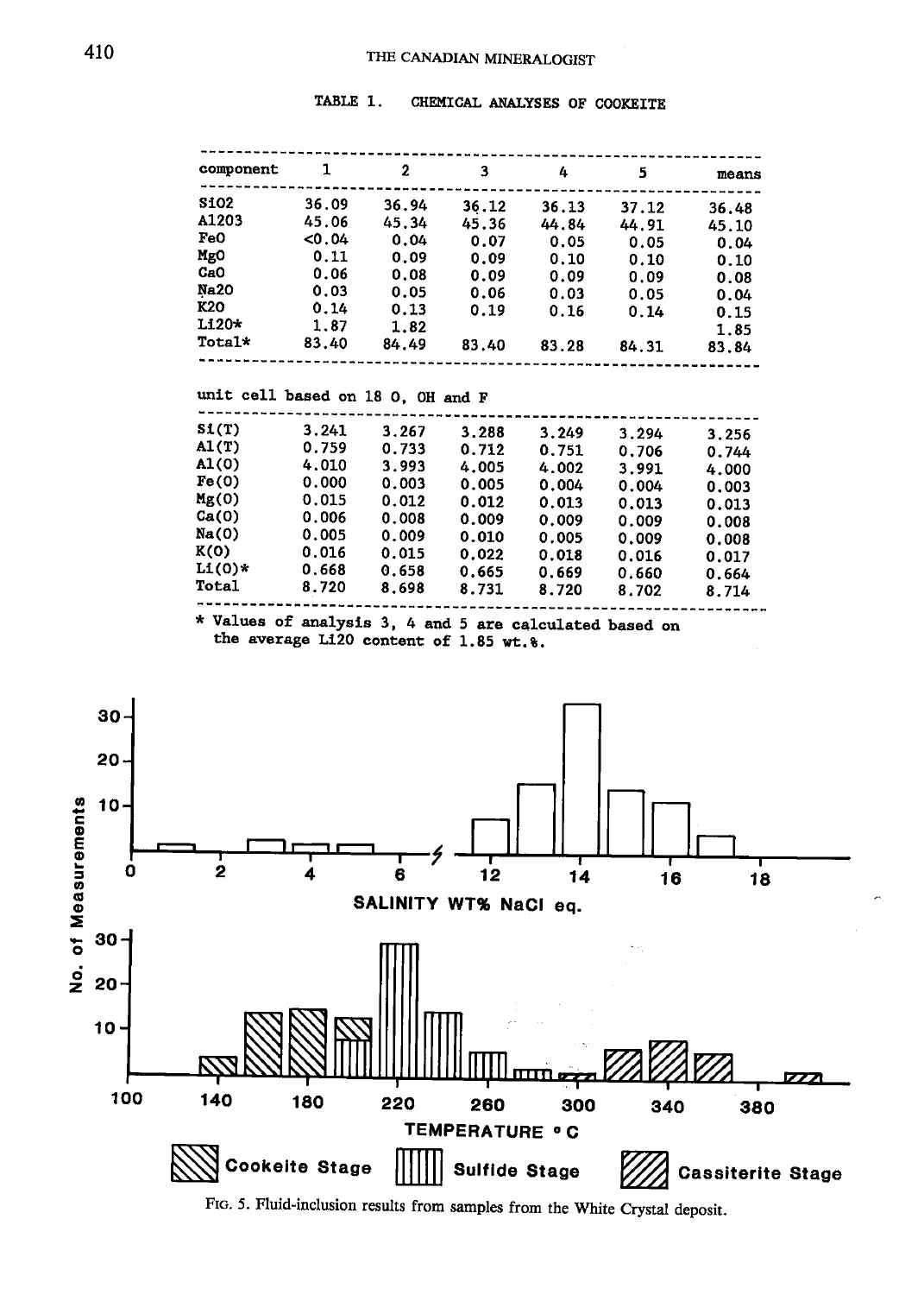TABLE 1. CHEMICAL ANALYSES OF COOKEITE

| component | 1 | 2 | 3 | 4 | 5 | means |
|---|---|---|---|---|---|---|
| $SiO_2$ | 36.09 | 36.94 | 36.12 | 36.13 | 37.12 | 36.48 |
| $Al_2O_3$ | 45.06 | 45.34 | 45.36 | 44.84 | 44.91 | 45.10 |
| FeO | <0.04 | 0.04 | 0.07 | 0.05 | 0.05 | 0.04 |
| MgO | 0.11 | 0.09 | 0.09 | 0.10 | 0.10 | 0.10 |
| CaO | 0.06 | 0.08 | 0.09 | 0.09 | 0.09 | 0.08 |
| $Na_2O$ | 0.03 | 0.05 | 0.06 | 0.03 | 0.05 | 0.04 |
| $K_2O$ | 0.14 | 0.13 | 0.19 | 0.16 | 0.14 | 0.15 |
| $Li_2O$* | 1.87 | 1.82 | | | | 1.85 |
| Total* | 83.40 | 84.49 | 83.40 | 83.28 | 84.31 | 83.84 |

unit cell based on 18 O, OH and F

| | 1 | 2 | 3 | 4 | 5 | means |
|---|---|---|---|---|---|---|
| Si(T) | 3.241 | 3.267 | 3.288 | 3.249 | 3.294 | 3.256 |
| Al(T) | 0.759 | 0.733 | 0.712 | 0.751 | 0.706 | 0.744 |
| Al(O) | 4.010 | 3.993 | 4.005 | 4.002 | 3.991 | 4.000 |
| Fe(O) | 0.000 | 0.003 | 0.005 | 0.004 | 0.004 | 0.003 |
| Mg(O) | 0.015 | 0.012 | 0.012 | 0.013 | 0.013 | 0.013 |
| Ca(O) | 0.006 | 0.008 | 0.009 | 0.009 | 0.009 | 0.008 |
| Na(O) | 0.005 | 0.009 | 0.010 | 0.005 | 0.009 | 0.008 |
| K(O) | 0.016 | 0.015 | 0.022 | 0.018 | 0.016 | 0.017 |
| Li(O)* | 0.668 | 0.658 | 0.665 | 0.669 | 0.660 | 0.664 |
| Total | 8.720 | 8.698 | 8.731 | 8.720 | 8.702 | 8.714 |

* Values of analysis 3, 4 and 5 are calculated based on the average $Li_2O$ content of 1.85 wt.%.

FIG. 5. Fluid-inclusion results from samples from the White Crystal deposit.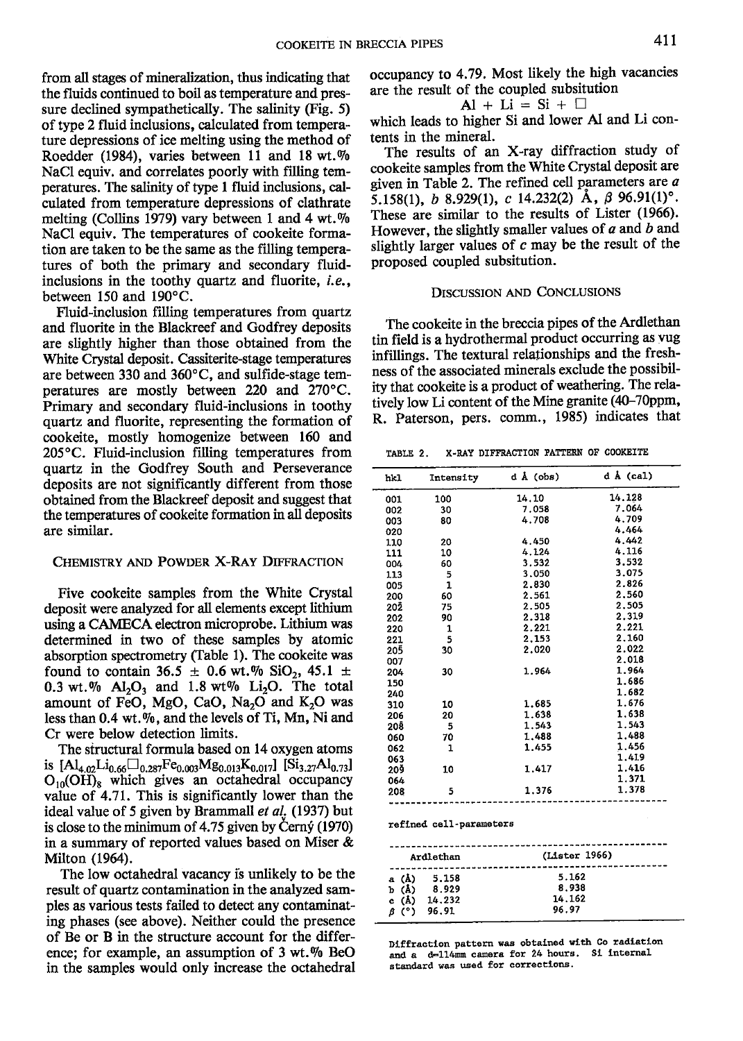from all stages of mineralization, thus indicating that the fluids continued to boil as temperature and pressure declined sympathetically. The salinity (Fig. 5) of type 2 fluid inclusions, calculated from temperature depressions of ice melting using the method of Roedder (1984), varies between 11 and 18 wt.% NaCl equiv. and correlates poorly with filling temperatures. The salinity of type 1 fluid inclusions, calculated from temperature depressions of clathrate melting (Collins 1979) vary between 1 and 4 wt.% NaCl equiv. The temperatures of cookeite formation are taken to be the same as the filling temperatures of both the primary and secondary fluid-inclusions in the toothy quartz and fluorite, *i.e.*, between 150 and 190°C.

Fluid-inclusion filling temperatures from quartz and fluorite in the Blackreef and Godfrey deposits are slightly higher than those obtained from the White Crystal deposit. Cassiterite-stage temperatures are between 330 and 360°C, and sulfide-stage temperatures are mostly between 220 and 270°C. Primary and secondary fluid-inclusions in toothy quartz and fluorite, representing the formation of cookeite, mostly homogenize between 160 and 205°C. Fluid-inclusion filling temperatures from quartz in the Godfrey South and Perseverance deposits are not significantly different from those obtained from the Blackreef deposit and suggest that the temperatures of cookeite formation in all deposits are similar.

## Chemistry and Powder X-Ray Diffraction

Five cookeite samples from the White Crystal deposit were analyzed for all elements except lithium using a CAMECA electron microprobe. Lithium was determined in two of these samples by atomic absorption spectrometry (Table 1). The cookeite was found to contain 36.5 ± 0.6 wt.% $SiO_2$, 45.1 ± 0.3 wt.% $Al_2O_3$ and 1.8 wt% $Li_2O$. The total amount of FeO, MgO, CaO, $Na_2O$ and $K_2O$ was less than 0.4 wt.%, and the levels of Ti, Mn, Ni and Cr were below detection limits.

The structural formula based on 14 oxygen atoms is $[Al_{4.02}Li_{0.66}\square_{0.287}Fe_{0.003}Mg_{0.013}K_{0.017}]$ $[Si_{3.27}Al_{0.73}]$ $O_{10}(OH)_8$ which gives an octahedral occupancy value of 4.71. This is significantly lower than the ideal value of 5 given by Brammall *et al.* (1937) but is close to the minimum of 4.75 given by Černý (1970) in a summary of reported values based on Miser & Milton (1964).

The low octahedral vacancy is unlikely to be the result of quartz contamination in the analyzed samples as various tests failed to detect any contaminating phases (see above). Neither could the presence of Be or B in the structure account for the difference; for example, an assumption of 3 wt.% BeO in the samples would only increase the octahedral occupancy to 4.79. Most likely the high vacancies are the result of the coupled subsitution

$$Al + Li = Si + \square$$

which leads to higher Si and lower Al and Li contents in the mineral.

The results of an X-ray diffraction study of cookeite samples from the White Crystal deposit are given in Table 2. The refined cell parameters are *a* 5.158(1), *b* 8.929(1), *c* 14.232(2) Å, *β* 96.91(1)°. These are similar to the results of Lister (1966). However, the slightly smaller values of *a* and *b* and slightly larger values of *c* may be the result of the proposed coupled subsitution.

## Discussion and Conclusions

The cookeite in the breccia pipes of the Ardlethan tin field is a hydrothermal product occurring as vug infillings. The textural relationships and the freshness of the associated minerals exclude the possibility that cookeite is a product of weathering. The relatively low Li content of the Mine granite (40–70ppm, R. Paterson, pers. comm., 1985) indicates that

TABLE 2. X-RAY DIFFRACTION PATTERN OF COOKEITE

| hkl | Intensity | d Å (obs) | d Å (cal) |
|---|---|---|---|
| 001 | 100 | 14.10 | 14.128 |
| 002 | 30 | 7.058 | 7.064 |
| 003 | 80 | 4.708 | 4.709 |
| 020 | | | 4.464 |
| 110 | 20 | 4.450 | 4.442 |
| 111 | 10 | 4.124 | 4.116 |
| 004 | 60 | 3.532 | 3.532 |
| 113 | 5 | 3.050 | 3.075 |
| 005 | 1 | 2.830 | 2.826 |
| 200 | 60 | 2.561 | 2.560 |
| 20$\bar{2}$ | 75 | 2.505 | 2.505 |
| 202 | 90 | 2.318 | 2.319 |
| 220 | 1 | 2.221 | 2.221 |
| 221 | 5 | 2.153 | 2.160 |
| 20$\bar{5}$ | 30 | 2.020 | 2.022 |
| 007 | | | 2.018 |
| 204 | 30 | 1.964 | 1.964 |
| 150 | | | 1.686 |
| 240 | | | 1.682 |
| 310 | 10 | 1.685 | 1.676 |
| 206 | 20 | 1.638 | 1.638 |
| 20$\bar{8}$ | 5 | 1.543 | 1.543 |
| 060 | 70 | 1.488 | 1.488 |
| 062 | 1 | 1.455 | 1.456 |
| 063 | | | 1.419 |
| 20$\bar{9}$ | 10 | 1.417 | 1.416 |
| 064 | | | 1.371 |
| 208 | 5 | 1.376 | 1.378 |

refined cell-parameters

| | Ardlethan | (Lister 1966) |
|---|---|---|
| a (Å) | 5.158 | 5.162 |
| b (Å) | 8.929 | 8.938 |
| c (Å) | 14.232 | 14.162 |
| β (°) | 96.91 | 96.97 |

Diffraction pattern was obtained with Co radiation and a d=114mm camera for 24 hours. Si internal standard was used for corrections.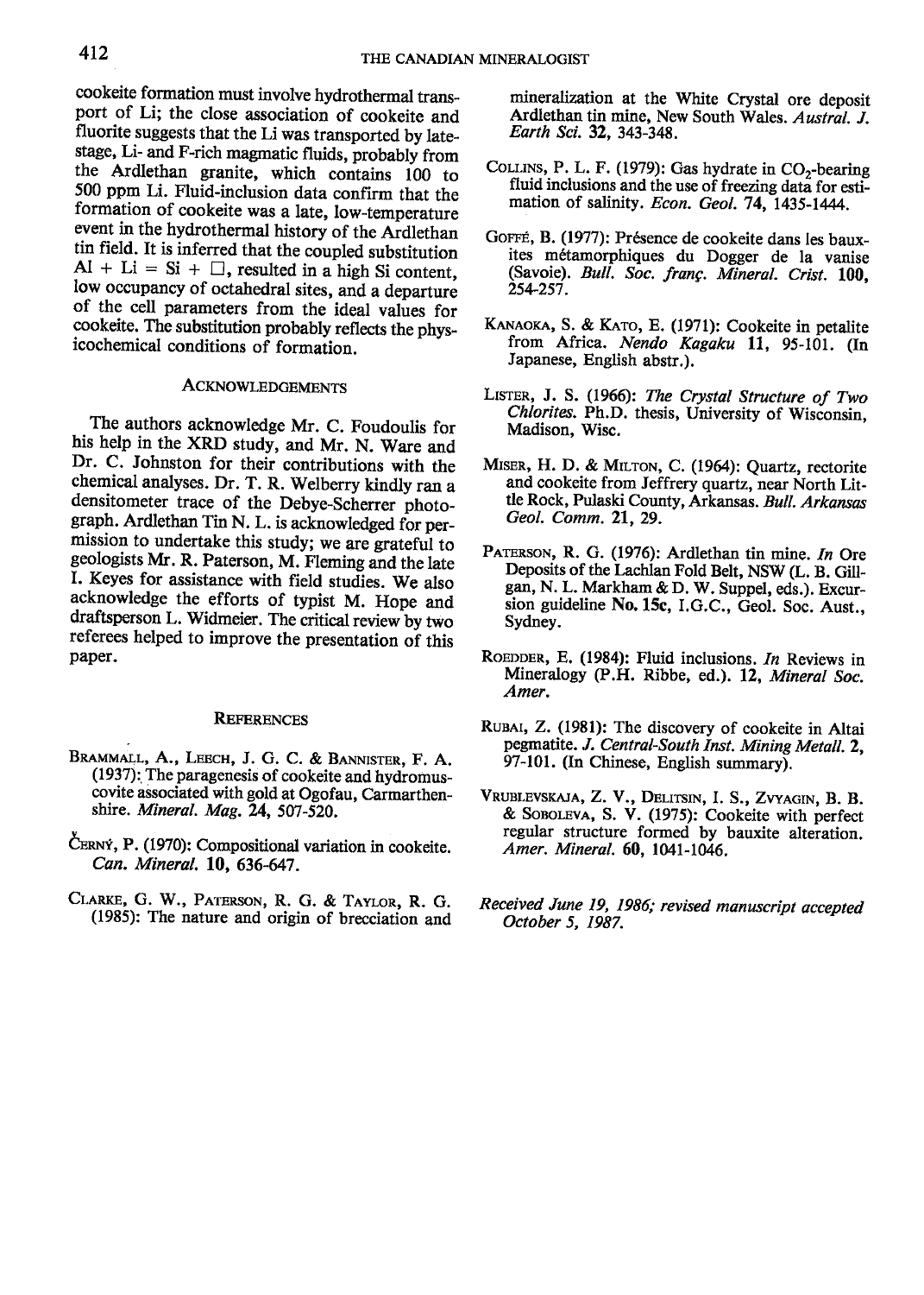cookeite formation must involve hydrothermal transport of Li; the close association of cookeite and fluorite suggests that the Li was transported by late-stage, Li- and F-rich magmatic fluids, probably from the Ardlethan granite, which contains 100 to 500 ppm Li. Fluid-inclusion data confirm that the formation of cookeite was a late, low-temperature event in the hydrothermal history of the Ardlethan tin field. It is inferred that the coupled substitution Al + Li = Si + □, resulted in a high Si content, low occupancy of octahedral sites, and a departure of the cell parameters from the ideal values for cookeite. The substitution probably reflects the physicochemical conditions of formation.

## ACKNOWLEDGEMENTS

The authors acknowledge Mr. C. Foudoulis for his help in the XRD study, and Mr. N. Ware and Dr. C. Johnston for their contributions with the chemical analyses. Dr. T. R. Welberry kindly ran a densitometer trace of the Debye-Scherrer photograph. Ardlethan Tin N. L. is acknowledged for permission to undertake this study; we are grateful to geologists Mr. R. Paterson, M. Fleming and the late I. Keyes for assistance with field studies. We also acknowledge the efforts of typist M. Hope and draftsperson L. Widmeier. The critical review by two referees helped to improve the presentation of this paper.

## REFERENCES

BRAMMALL, A., LEECH, J. G. C. & BANNISTER, F. A. (1937): The paragenesis of cookeite and hydromuscovite associated with gold at Ogofau, Carmarthenshire. *Mineral. Mag.* **24**, 507-520.

ČERNÝ, P. (1970): Compositional variation in cookeite. *Can. Mineral.* **10**, 636-647.

CLARKE, G. W., PATERSON, R. G. & TAYLOR, R. G. (1985): The nature and origin of brecciation and mineralization at the White Crystal ore deposit Ardlethan tin mine, New South Wales. *Austral. J. Earth Sci.* **32**, 343-348.

COLLINS, P. L. F. (1979): Gas hydrate in $CO_2$-bearing fluid inclusions and the use of freezing data for estimation of salinity. *Econ. Geol.* **74**, 1435-1444.

GOFFÉ, B. (1977): Présence de cookeite dans les bauxites métamorphiques du Dogger de la vanise (Savoie). *Bull. Soc. franç. Minéral. Crist.* **100**, 254-257.

KANAOKA, S. & KATO, E. (1971): Cookeite in petalite from Africa. *Nendo Kagaku* **11**, 95-101. (In Japanese, English abstr.).

LISTER, J. S. (1966): *The Crystal Structure of Two Chlorites.* Ph.D. thesis, University of Wisconsin, Madison, Wisc.

MISER, H. D. & MILTON, C. (1964): Quartz, rectorite and cookeite from Jeffrey quartz, near North Little Rock, Pulaski County, Arkansas. *Bull. Arkansas Geol. Comm.* **21**, 29.

PATERSON, R. G. (1976): Ardlethan tin mine. *In* Ore Deposits of the Lachlan Fold Belt, NSW (L. B. Gilligan, N. L. Markham & D. W. Suppel, eds.). Excursion guideline **No. 15c**, I.G.C., Geol. Soc. Aust., Sydney.

ROEDDER, E. (1984): Fluid inclusions. *In* Reviews in Mineralogy (P.H. Ribbe, ed.). **12**, *Mineral Soc. Amer.*

RUBAI, Z. (1981): The discovery of cookeite in Altai pegmatite. *J. Central-South Inst. Mining Metall.* **2**, 97-101. (In Chinese, English summary).

VRUBLEVSKAJA, Z. V., DELITSIN, I. S., ZVYAGIN, B. B. & SOBOLEVA, S. V. (1975): Cookeite with perfect regular structure formed by bauxite alteration. *Amer. Mineral.* **60**, 1041-1046.

*Received June 19, 1986; revised manuscript accepted October 5, 1987.*